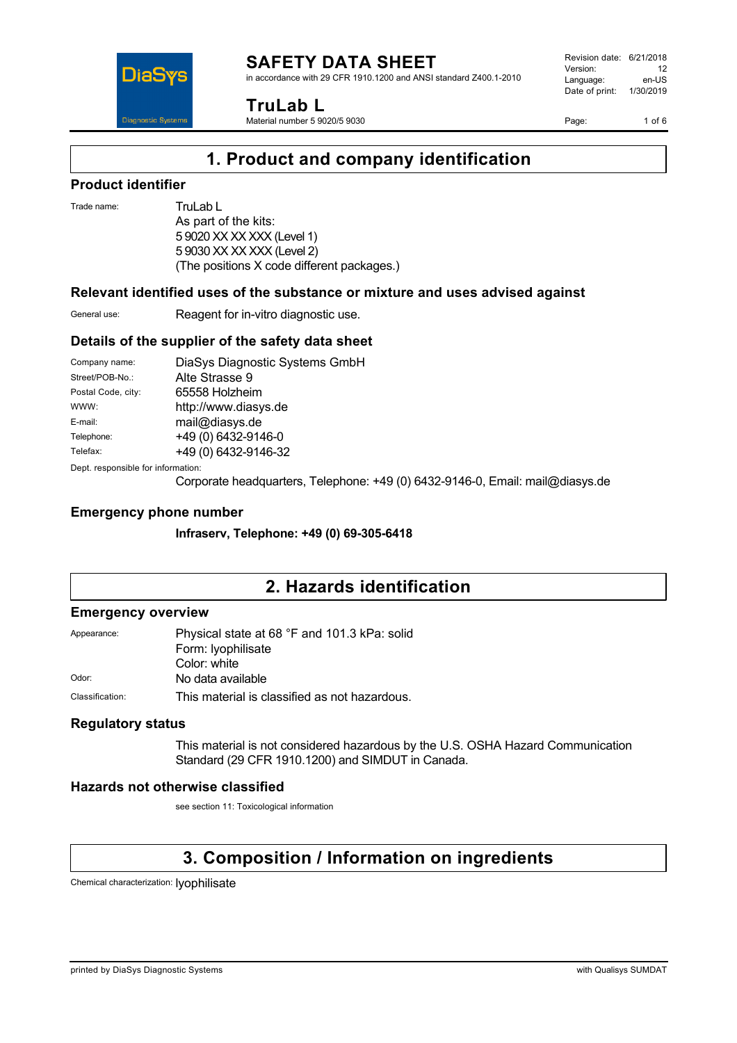# SAFETY DATA SHEET

in accordance with 29 CFR 1910.1200 and ANSI standard Z400.1-2010

Revision date: 6/21/2018
Version: 12
Language: en-US
Date of print: 1/30/2019

## TruLab L

Material number 5 9020/5 9030

# 1. Product and company identification

## Product identifier

Trade name: TruLab L
As part of the kits:
5 9020 XX XX XXX (Level 1)
5 9030 XX XX XXX (Level 2)
(The positions X code different packages.)

## Relevant identified uses of the substance or mixture and uses advised against

General use: Reagent for in-vitro diagnostic use.

## Details of the supplier of the safety data sheet

| | |
|---|---|
| Company name: | DiaSys Diagnostic Systems GmbH |
| Street/POB-No.: | Alte Strasse 9 |
| Postal Code, city: | 65558 Holzheim |
| WWW: | http://www.diasys.de |
| E-mail: | mail@diasys.de |
| Telephone: | +49 (0) 6432-9146-0 |
| Telefax: | +49 (0) 6432-9146-32 |

Dept. responsible for information:
Corporate headquarters, Telephone: +49 (0) 6432-9146-0, Email: mail@diasys.de

## Emergency phone number

**Infraserv, Telephone: +49 (0) 69-305-6418**

# 2. Hazards identification

## Emergency overview

Appearance: Physical state at 68 °F and 101.3 kPa: solid
Form: lyophilisate
Color: white

Odor: No data available

Classification: This material is classified as not hazardous.

## Regulatory status

This material is not considered hazardous by the U.S. OSHA Hazard Communication Standard (29 CFR 1910.1200) and SIMDUT in Canada.

## Hazards not otherwise classified

see section 11: Toxicological information

# 3. Composition / Information on ingredients

Chemical characterization: lyophilisate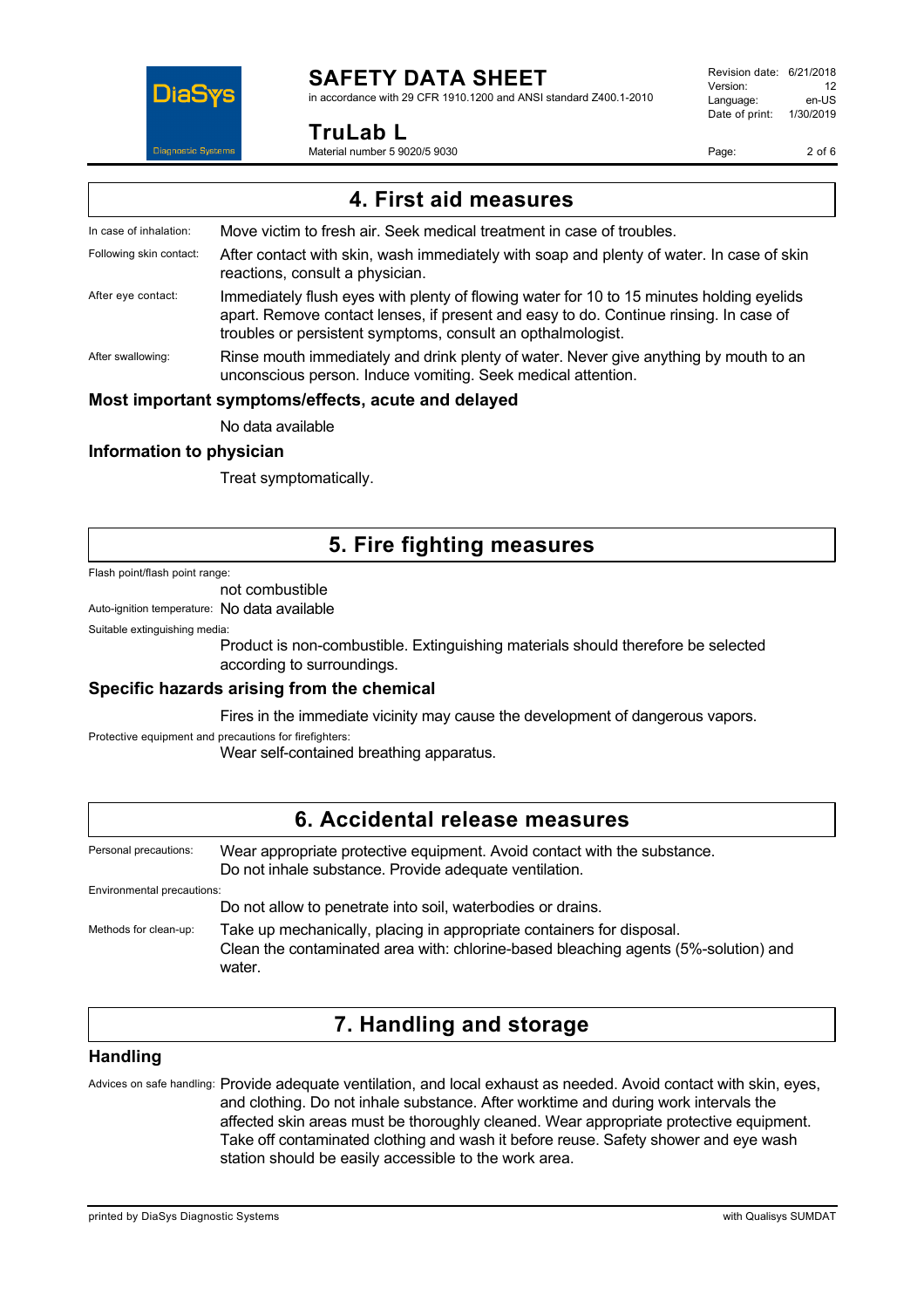## 4. First aid measures

In case of inhalation: Move victim to fresh air. Seek medical treatment in case of troubles.

Following skin contact: After contact with skin, wash immediately with soap and plenty of water. In case of skin reactions, consult a physician.

After eye contact: Immediately flush eyes with plenty of flowing water for 10 to 15 minutes holding eyelids apart. Remove contact lenses, if present and easy to do. Continue rinsing. In case of troubles or persistent symptoms, consult an opthalmologist.

After swallowing: Rinse mouth immediately and drink plenty of water. Never give anything by mouth to an unconscious person. Induce vomiting. Seek medical attention.

### Most important symptoms/effects, acute and delayed

No data available

### Information to physician

Treat symptomatically.

## 5. Fire fighting measures

Flash point/flash point range:

not combustible

Auto-ignition temperature: No data available

Suitable extinguishing media:

Product is non-combustible. Extinguishing materials should therefore be selected according to surroundings.

### Specific hazards arising from the chemical

Fires in the immediate vicinity may cause the development of dangerous vapors.

Protective equipment and precautions for firefighters:

Wear self-contained breathing apparatus.

## 6. Accidental release measures

Personal precautions: Wear appropriate protective equipment. Avoid contact with the substance. Do not inhale substance. Provide adequate ventilation.

Environmental precautions:

Do not allow to penetrate into soil, waterbodies or drains.

Methods for clean-up: Take up mechanically, placing in appropriate containers for disposal. Clean the contaminated area with: chlorine-based bleaching agents (5%-solution) and water.

## 7. Handling and storage

### Handling

Advices on safe handling: Provide adequate ventilation, and local exhaust as needed. Avoid contact with skin, eyes, and clothing. Do not inhale substance. After worktime and during work intervals the affected skin areas must be thoroughly cleaned. Wear appropriate protective equipment. Take off contaminated clothing and wash it before reuse. Safety shower and eye wash station should be easily accessible to the work area.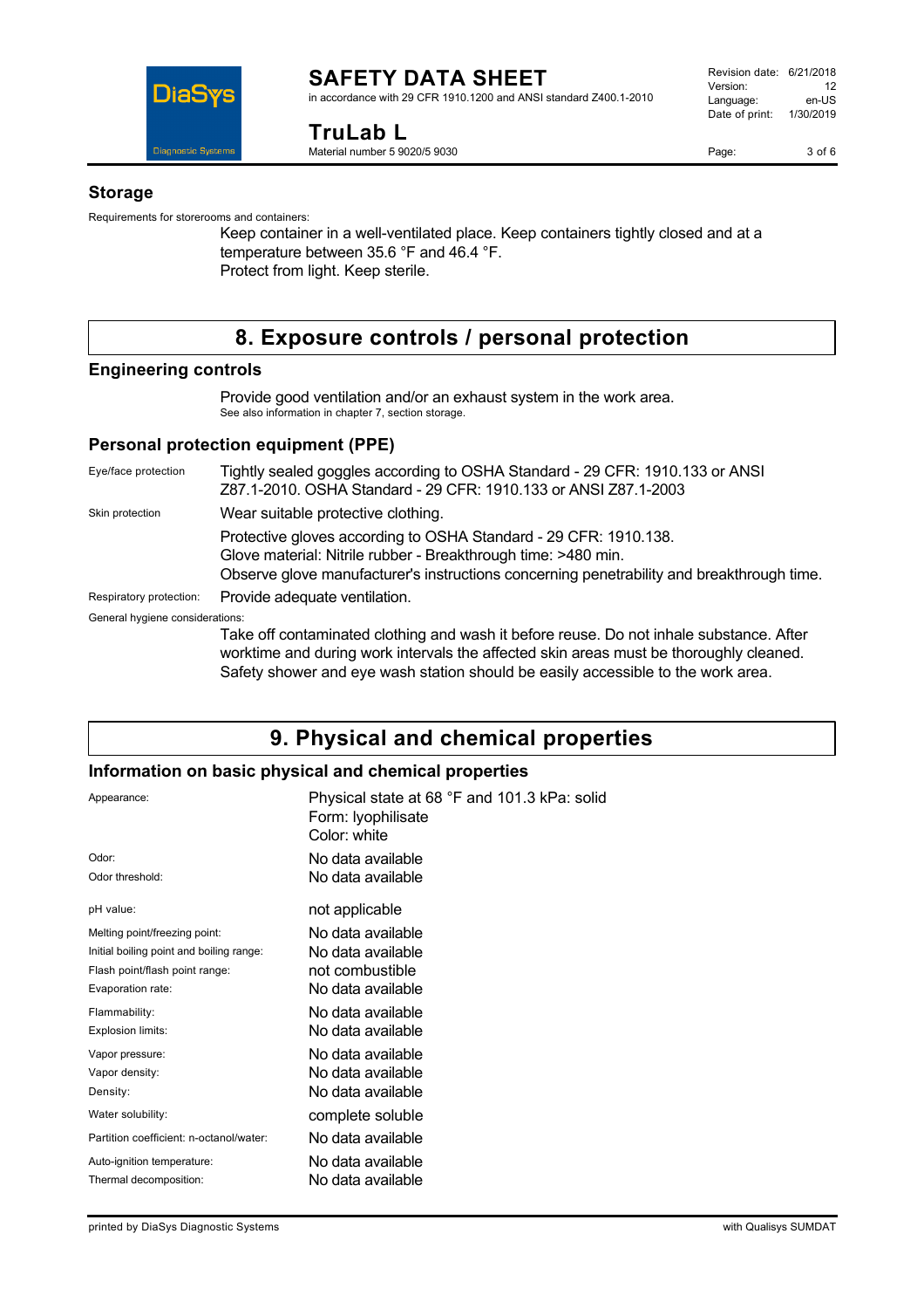## Storage

Requirements for storerooms and containers:

Keep container in a well-ventilated place. Keep containers tightly closed and at a temperature between 35.6 °F and 46.4 °F.
Protect from light. Keep sterile.

# 8. Exposure controls / personal protection

## Engineering controls

Provide good ventilation and/or an exhaust system in the work area.
See also information in chapter 7, section storage.

## Personal protection equipment (PPE)

| | |
|---|---|
| Eye/face protection | Tightly sealed goggles according to OSHA Standard - 29 CFR: 1910.133 or ANSI Z87.1-2010. OSHA Standard - 29 CFR: 1910.133 or ANSI Z87.1-2003 |
| Skin protection | Wear suitable protective clothing. |
| | Protective gloves according to OSHA Standard - 29 CFR: 1910.138. Glove material: Nitrile rubber - Breakthrough time: >480 min. Observe glove manufacturer's instructions concerning penetrability and breakthrough time. |
| Respiratory protection: | Provide adequate ventilation. |

General hygiene considerations:

Take off contaminated clothing and wash it before reuse. Do not inhale substance. After worktime and during work intervals the affected skin areas must be thoroughly cleaned. Safety shower and eye wash station should be easily accessible to the work area.

# 9. Physical and chemical properties

## Information on basic physical and chemical properties

| | |
|---|---|
| Appearance: | Physical state at 68 °F and 101.3 kPa: solid<br>Form: lyophilisate<br>Color: white |
| Odor: | No data available |
| Odor threshold: | No data available |
| pH value: | not applicable |
| Melting point/freezing point: | No data available |
| Initial boiling point and boiling range: | No data available |
| Flash point/flash point range: | not combustible |
| Evaporation rate: | No data available |
| Flammability: | No data available |
| Explosion limits: | No data available |
| Vapor pressure: | No data available |
| Vapor density: | No data available |
| Density: | No data available |
| Water solubility: | complete soluble |
| Partition coefficient: n-octanol/water: | No data available |
| Auto-ignition temperature: | No data available |
| Thermal decomposition: | No data available |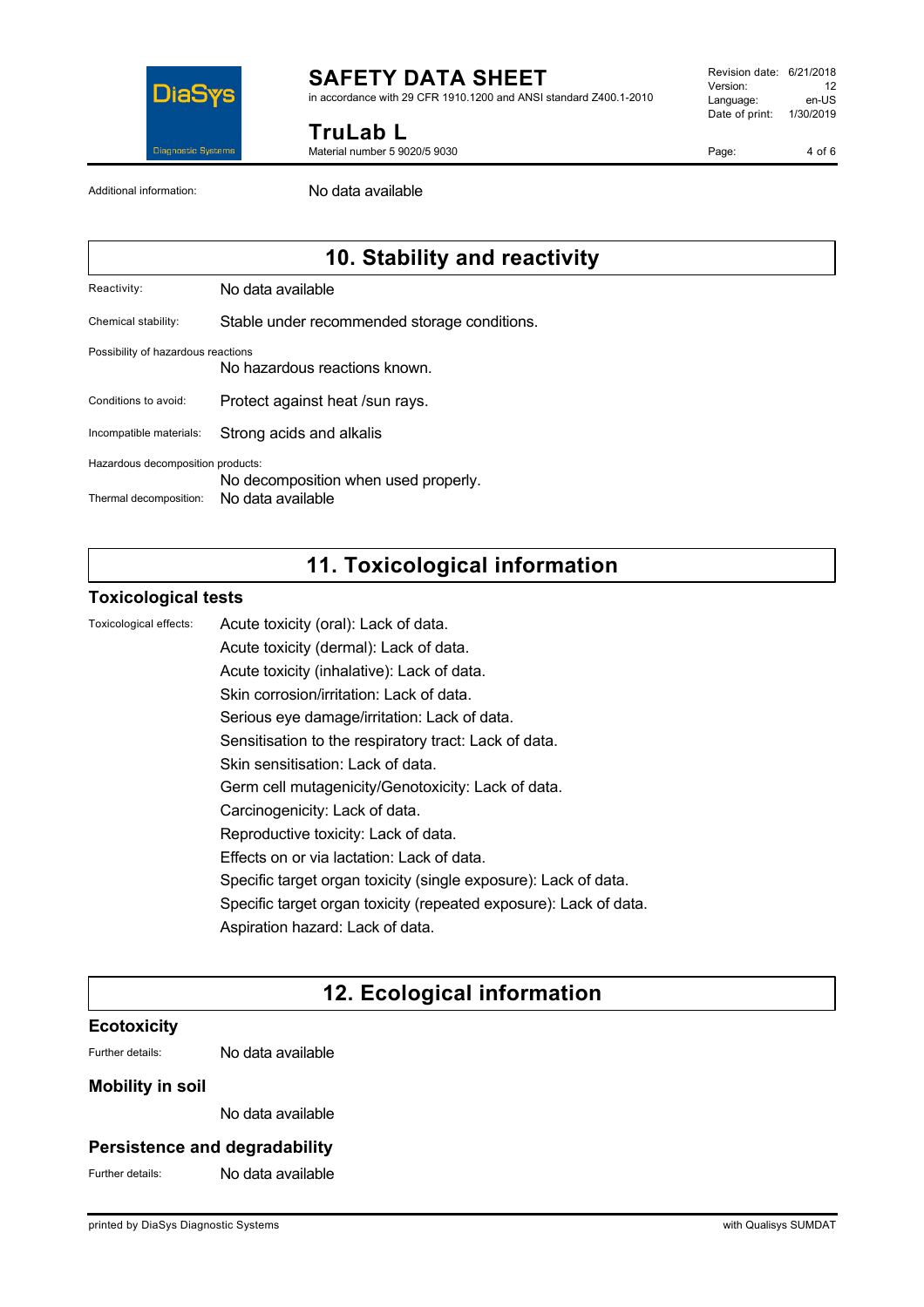Additional information: No data available

## 10. Stability and reactivity

Reactivity: No data available

Chemical stability: Stable under recommended storage conditions.

Possibility of hazardous reactions
No hazardous reactions known.

Conditions to avoid: Protect against heat /sun rays.

Incompatible materials: Strong acids and alkalis

Hazardous decomposition products:
No decomposition when used properly.

Thermal decomposition: No data available

## 11. Toxicological information

### Toxicological tests

Toxicological effects:
Acute toxicity (oral): Lack of data.
Acute toxicity (dermal): Lack of data.
Acute toxicity (inhalative): Lack of data.
Skin corrosion/irritation: Lack of data.
Serious eye damage/irritation: Lack of data.
Sensitisation to the respiratory tract: Lack of data.
Skin sensitisation: Lack of data.
Germ cell mutagenicity/Genotoxicity: Lack of data.
Carcinogenicity: Lack of data.
Reproductive toxicity: Lack of data.
Effects on or via lactation: Lack of data.
Specific target organ toxicity (single exposure): Lack of data.
Specific target organ toxicity (repeated exposure): Lack of data.
Aspiration hazard: Lack of data.

## 12. Ecological information

### Ecotoxicity

Further details: No data available

### Mobility in soil

No data available

### Persistence and degradability

Further details: No data available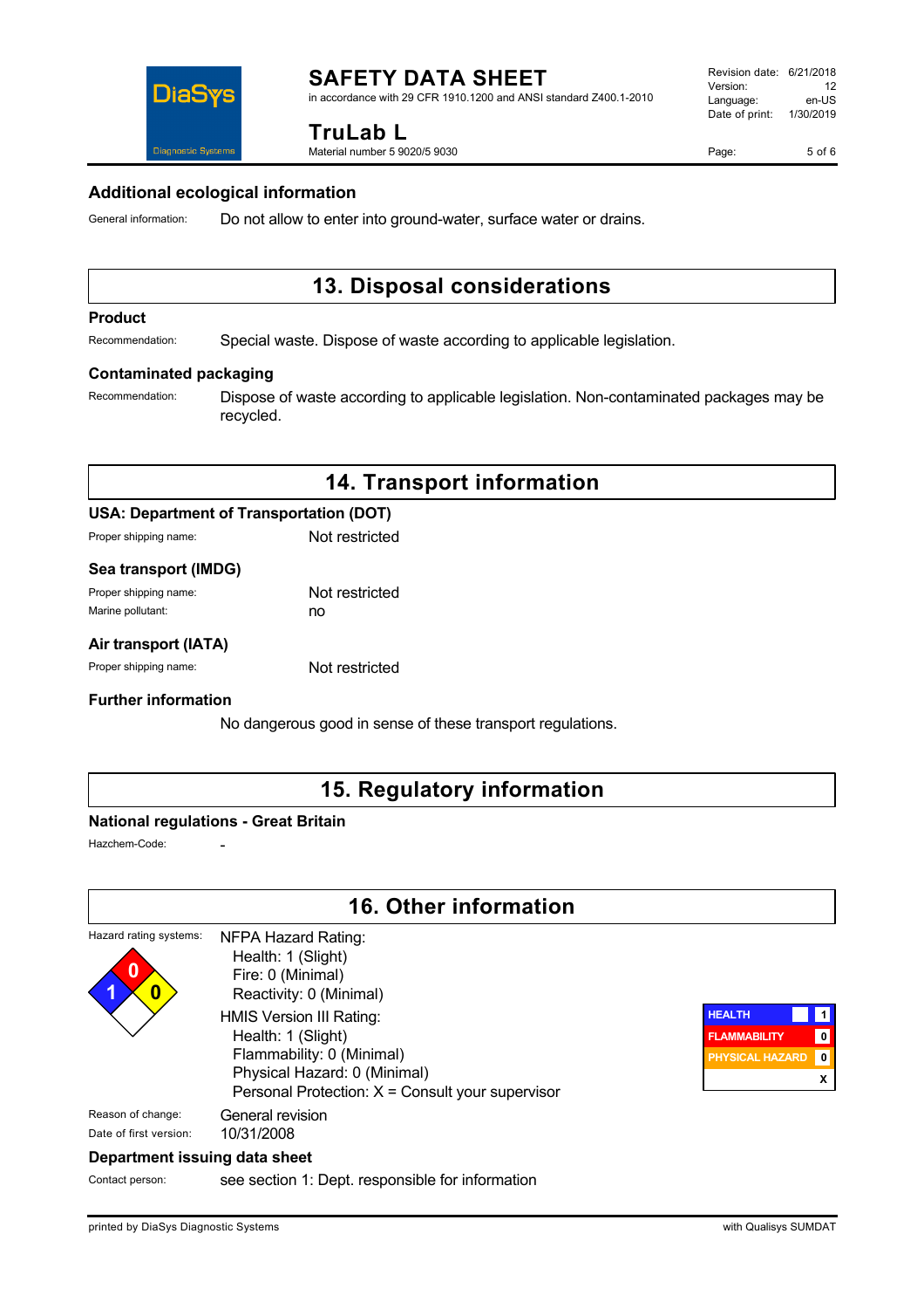## Additional ecological information

General information: Do not allow to enter into ground-water, surface water or drains.

# 13. Disposal considerations

## Product

Recommendation: Special waste. Dispose of waste according to applicable legislation.

## Contaminated packaging

Recommendation: Dispose of waste according to applicable legislation. Non-contaminated packages may be recycled.

# 14. Transport information

## USA: Department of Transportation (DOT)

Proper shipping name: Not restricted

## Sea transport (IMDG)

Proper shipping name: Not restricted

Marine pollutant: no

## Air transport (IATA)

Proper shipping name: Not restricted

## Further information

No dangerous good in sense of these transport regulations.

# 15. Regulatory information

## National regulations - Great Britain

Hazchem-Code: -

# 16. Other information

Hazard rating systems:

NFPA Hazard Rating:
- Health: 1 (Slight)
- Fire: 0 (Minimal)
- Reactivity: 0 (Minimal)

HMIS Version III Rating:
- Health: 1 (Slight)
- Flammability: 0 (Minimal)
- Physical Hazard: 0 (Minimal)
- Personal Protection: X = Consult your supervisor

| HEALTH | 1 |
| --- | --- |
| FLAMMABILITY | 0 |
| PHYSICAL HAZARD | 0 |
| | X |

Reason of change: General revision

Date of first version: 10/31/2008

## Department issuing data sheet

Contact person: see section 1: Dept. responsible for information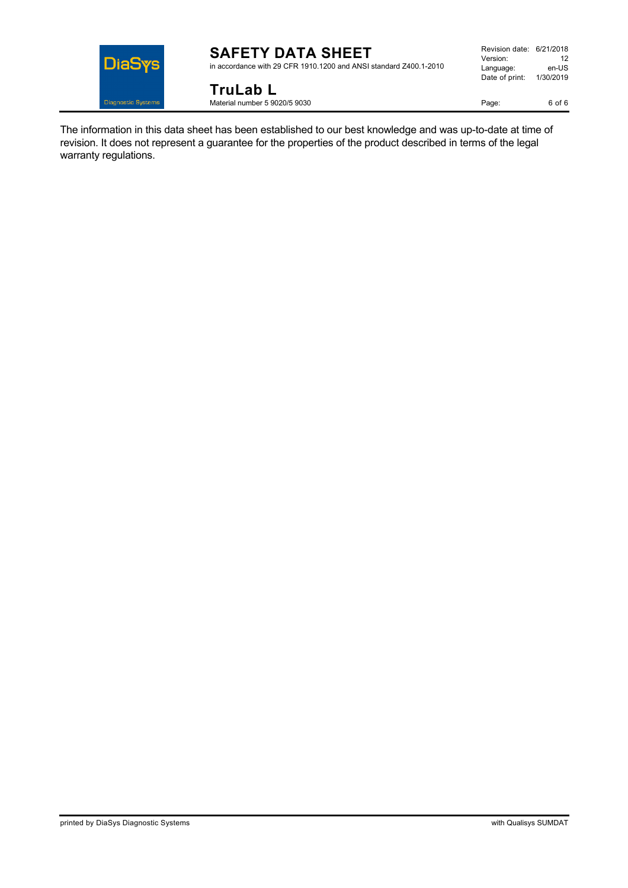The information in this data sheet has been established to our best knowledge and was up-to-date at time of revision. It does not represent a guarantee for the properties of the product described in terms of the legal warranty regulations.